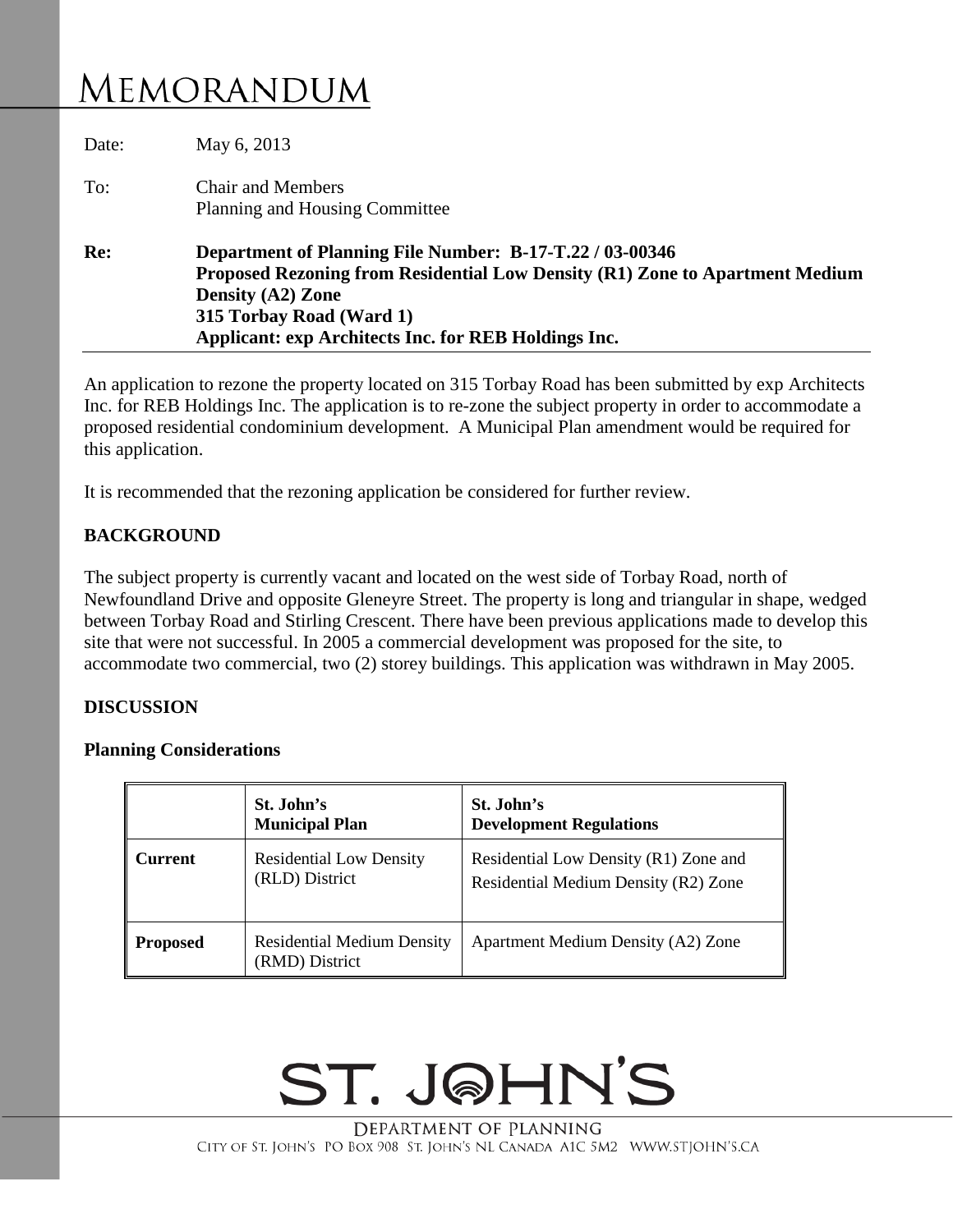# MEMORANDUM

Date: May 6, 2013

To: Chair and Members
Planning and Housing Committee

**Re: Department of Planning File Number: B-17-T.22 / 03-00346**
**Proposed Rezoning from Residential Low Density (R1) Zone to Apartment Medium Density (A2) Zone**
**315 Torbay Road (Ward 1)**
**Applicant: exp Architects Inc. for REB Holdings Inc.**

An application to rezone the property located on 315 Torbay Road has been submitted by exp Architects Inc. for REB Holdings Inc. The application is to re-zone the subject property in order to accommodate a proposed residential condominium development. A Municipal Plan amendment would be required for this application.

It is recommended that the rezoning application be considered for further review.

## BACKGROUND

The subject property is currently vacant and located on the west side of Torbay Road, north of Newfoundland Drive and opposite Gleneyre Street. The property is long and triangular in shape, wedged between Torbay Road and Stirling Crescent. There have been previous applications made to develop this site that were not successful. In 2005 a commercial development was proposed for the site, to accommodate two commercial, two (2) storey buildings. This application was withdrawn in May 2005.

## DISCUSSION

### Planning Considerations

| | St. John's Municipal Plan | St. John's Development Regulations |
|---|---|---|
| **Current** | Residential Low Density (RLD) District | Residential Low Density (R1) Zone and Residential Medium Density (R2) Zone |
| **Proposed** | Residential Medium Density (RMD) District | Apartment Medium Density (A2) Zone |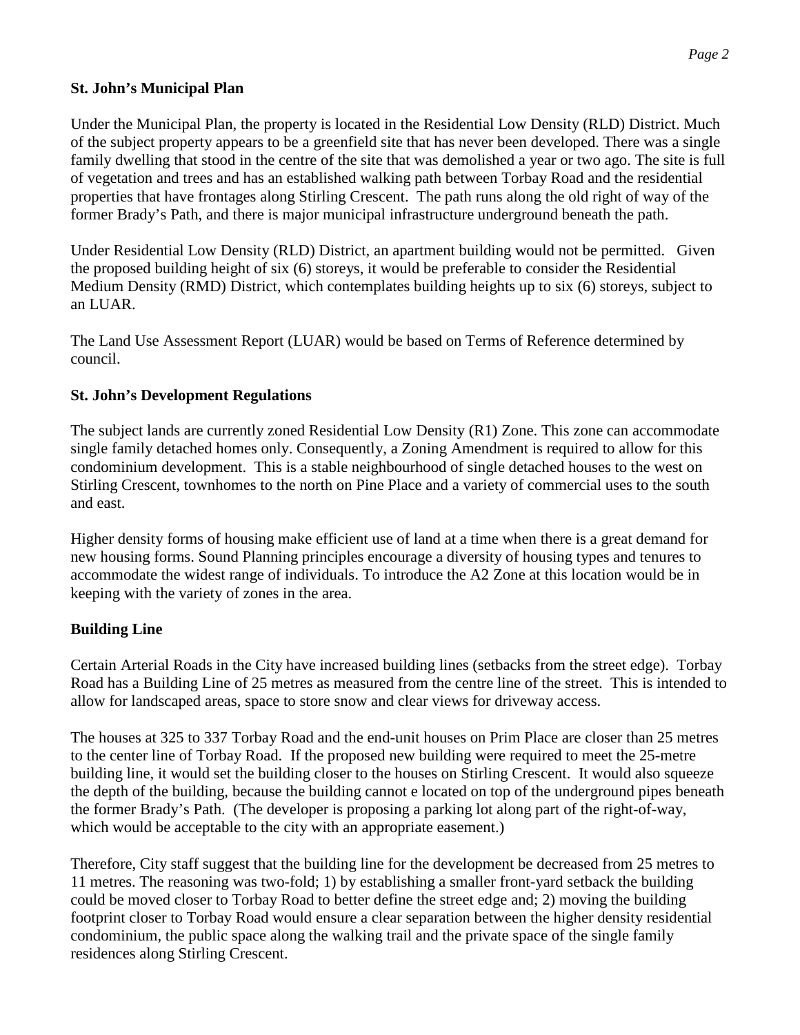**St. John's Municipal Plan**

Under the Municipal Plan, the property is located in the Residential Low Density (RLD) District. Much of the subject property appears to be a greenfield site that has never been developed. There was a single family dwelling that stood in the centre of the site that was demolished a year or two ago. The site is full of vegetation and trees and has an established walking path between Torbay Road and the residential properties that have frontages along Stirling Crescent. The path runs along the old right of way of the former Brady's Path, and there is major municipal infrastructure underground beneath the path.

Under Residential Low Density (RLD) District, an apartment building would not be permitted. Given the proposed building height of six (6) storeys, it would be preferable to consider the Residential Medium Density (RMD) District, which contemplates building heights up to six (6) storeys, subject to an LUAR.

The Land Use Assessment Report (LUAR) would be based on Terms of Reference determined by council.

**St. John's Development Regulations**

The subject lands are currently zoned Residential Low Density (R1) Zone. This zone can accommodate single family detached homes only. Consequently, a Zoning Amendment is required to allow for this condominium development. This is a stable neighbourhood of single detached houses to the west on Stirling Crescent, townhomes to the north on Pine Place and a variety of commercial uses to the south and east.

Higher density forms of housing make efficient use of land at a time when there is a great demand for new housing forms. Sound Planning principles encourage a diversity of housing types and tenures to accommodate the widest range of individuals. To introduce the A2 Zone at this location would be in keeping with the variety of zones in the area.

**Building Line**

Certain Arterial Roads in the City have increased building lines (setbacks from the street edge). Torbay Road has a Building Line of 25 metres as measured from the centre line of the street. This is intended to allow for landscaped areas, space to store snow and clear views for driveway access.

The houses at 325 to 337 Torbay Road and the end-unit houses on Prim Place are closer than 25 metres to the center line of Torbay Road. If the proposed new building were required to meet the 25-metre building line, it would set the building closer to the houses on Stirling Crescent. It would also squeeze the depth of the building, because the building cannot e located on top of the underground pipes beneath the former Brady's Path. (The developer is proposing a parking lot along part of the right-of-way, which would be acceptable to the city with an appropriate easement.)

Therefore, City staff suggest that the building line for the development be decreased from 25 metres to 11 metres. The reasoning was two-fold; 1) by establishing a smaller front-yard setback the building could be moved closer to Torbay Road to better define the street edge and; 2) moving the building footprint closer to Torbay Road would ensure a clear separation between the higher density residential condominium, the public space along the walking trail and the private space of the single family residences along Stirling Crescent.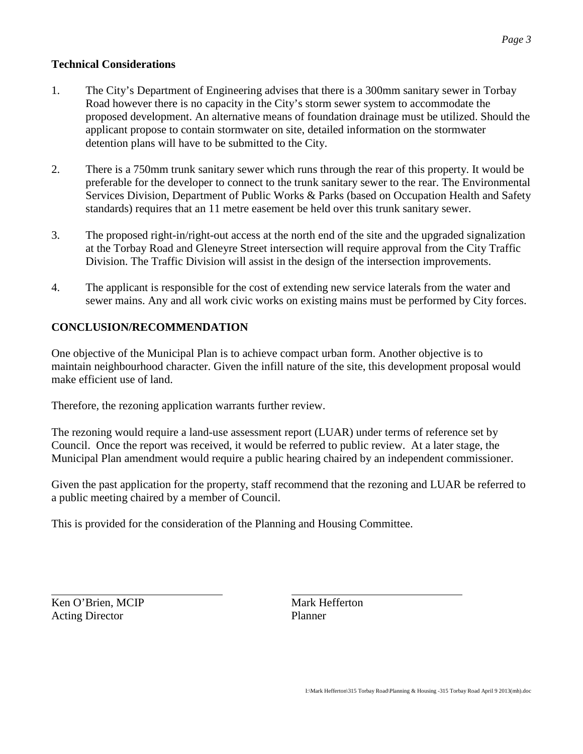**Technical Considerations**

1. The City's Department of Engineering advises that there is a 300mm sanitary sewer in Torbay Road however there is no capacity in the City's storm sewer system to accommodate the proposed development. An alternative means of foundation drainage must be utilized. Should the applicant propose to contain stormwater on site, detailed information on the stormwater detention plans will have to be submitted to the City.

2. There is a 750mm trunk sanitary sewer which runs through the rear of this property. It would be preferable for the developer to connect to the trunk sanitary sewer to the rear. The Environmental Services Division, Department of Public Works & Parks (based on Occupation Health and Safety standards) requires that an 11 metre easement be held over this trunk sanitary sewer.

3. The proposed right-in/right-out access at the north end of the site and the upgraded signalization at the Torbay Road and Gleneyre Street intersection will require approval from the City Traffic Division. The Traffic Division will assist in the design of the intersection improvements.

4. The applicant is responsible for the cost of extending new service laterals from the water and sewer mains. Any and all work civic works on existing mains must be performed by City forces.

**CONCLUSION/RECOMMENDATION**

One objective of the Municipal Plan is to achieve compact urban form. Another objective is to maintain neighbourhood character. Given the infill nature of the site, this development proposal would make efficient use of land.

Therefore, the rezoning application warrants further review.

The rezoning would require a land-use assessment report (LUAR) under terms of reference set by Council. Once the report was received, it would be referred to public review. At a later stage, the Municipal Plan amendment would require a public hearing chaired by an independent commissioner.

Given the past application for the property, staff recommend that the rezoning and LUAR be referred to a public meeting chaired by a member of Council.

This is provided for the consideration of the Planning and Housing Committee.

Ken O'Brien, MCIP
Acting Director

Mark Hefferton
Planner

I:\Mark Hefferton\315 Torbay Road\Planning & Housing -315 Torbay Road April 9 2013(mh).doc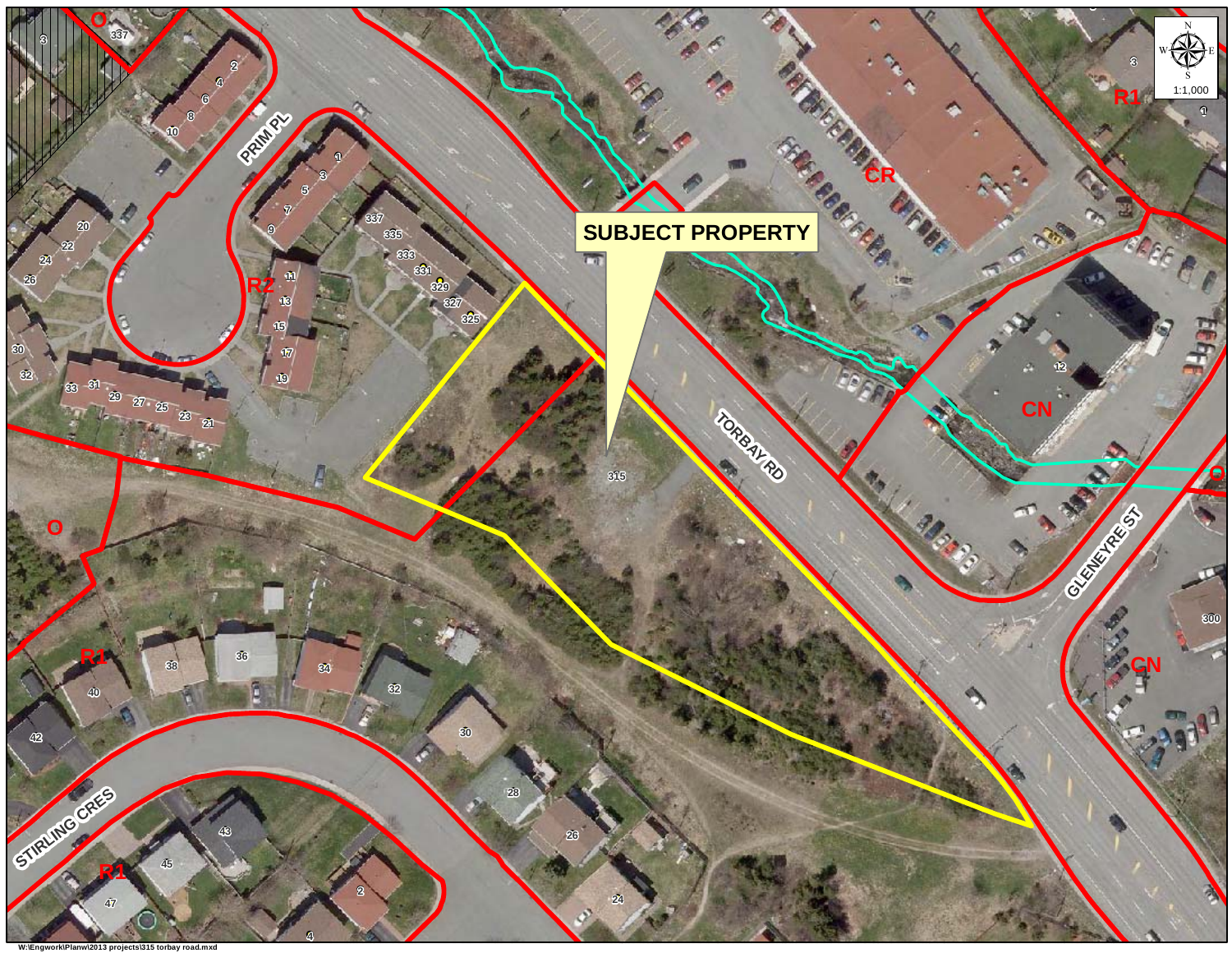SUBJECT PROPERTY

TORBAY RD

GLENEYRE ST

PRIM PL

STIRLING CRES

1:1,000

W:\Engwork\Planw\2013 projects\315 torbay road.mxd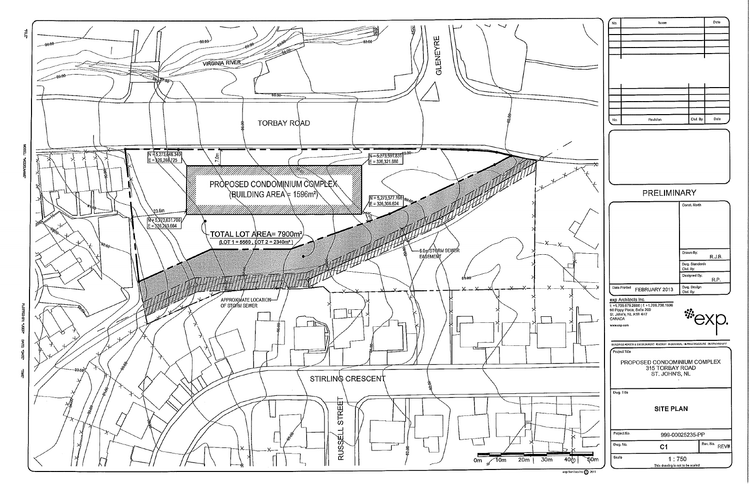VIRGINIA RIVER

GLENEYRE

TORBAY ROAD

N = 5,273,646.340
E = 326,268.725

7.0m

PROPOSED CONDOMINIUM COMPLEX
(BUILDING AREA = 1596m²)

N = 5,273,591.831
E = 326,321.886

N = 5,273,577.198
E = 326,306.624

23.6m

N = 5,273,631.708
E = 326,253.664

TOTAL LOT AREA= 7900m²
(LOT 1 = 5560 , LOT 2 = 2340m²)

6.0m STORM SEWER EASEMENT

APPROXIMATE LOCATION OF STORM SEWER

STIRLING CRESCENT

RUSSELL STREET

0m 10m 20m 30m 40m 50m

| No. | Issue | Date |
| --- | --- | --- |
| | | |

| No. | Revision | Ckd. By | Date |
| --- | --- | --- | --- |
| | | | |

PRELIMINARY

Const. North

Drawn By: R.J.B.

Dwg. Standards Ckd. By:

Designed By: R.P.

Date Printed: FEBRUARY 2013

Dwg. Design Ckd. By:

exp Architects Inc.
t: +1.709.579.2666 | f: +1.709.738.1596
60 Pippy Place, Suite 200
St. John's, NL A1B 4H7
CANADA
www.exp.com

exp.

BUILDINGS • EARTH & ENVIRONMENT • ENERGY • INDUSTRIAL • INFRASTRUCTURE • SUSTAINABILITY

Project Title

PROPOSED CONDOMINIUM COMPLEX
315 TORBAY ROAD
ST. JOHN'S, NL

Dwg. Title

SITE PLAN

Project No. 999-00025235-PP

Dwg. No. C1 | Rev. No. REV#

Scale 1 : 750

This drawing is not to be scaled

exp Services Inc © 2011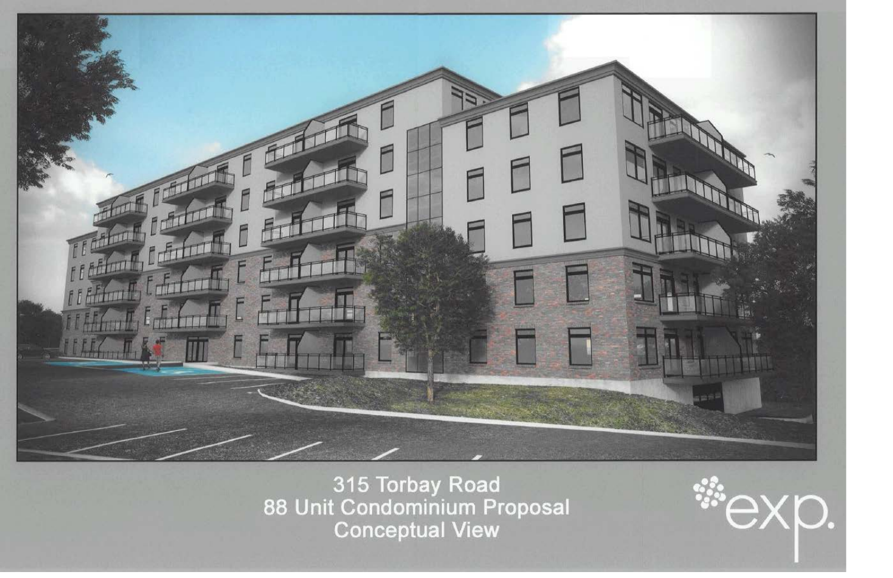315 Torbay Road
88 Unit Condominium Proposal
Conceptual View

exp.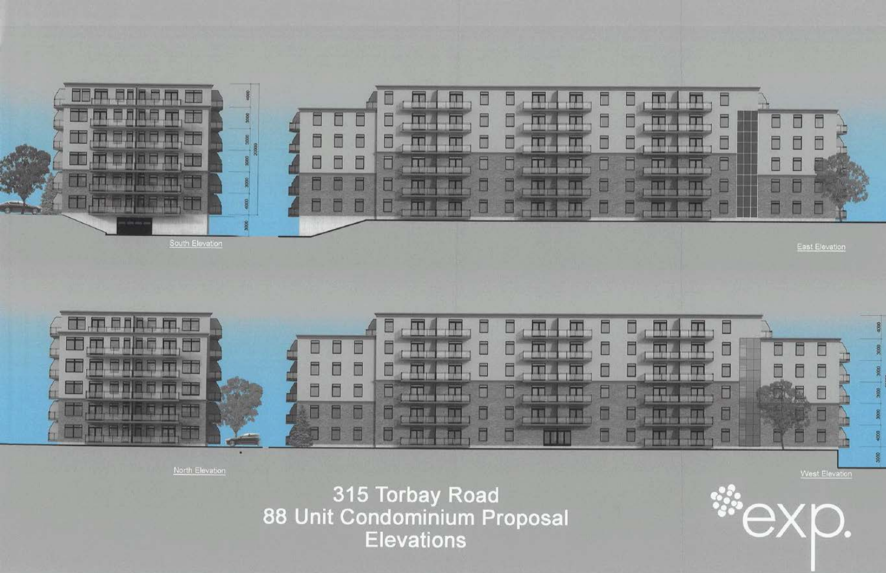South Elevation

East Elevation

North Elevation

West Elevation

# 315 Torbay Road
# 88 Unit Condominium Proposal
# Elevations

exp.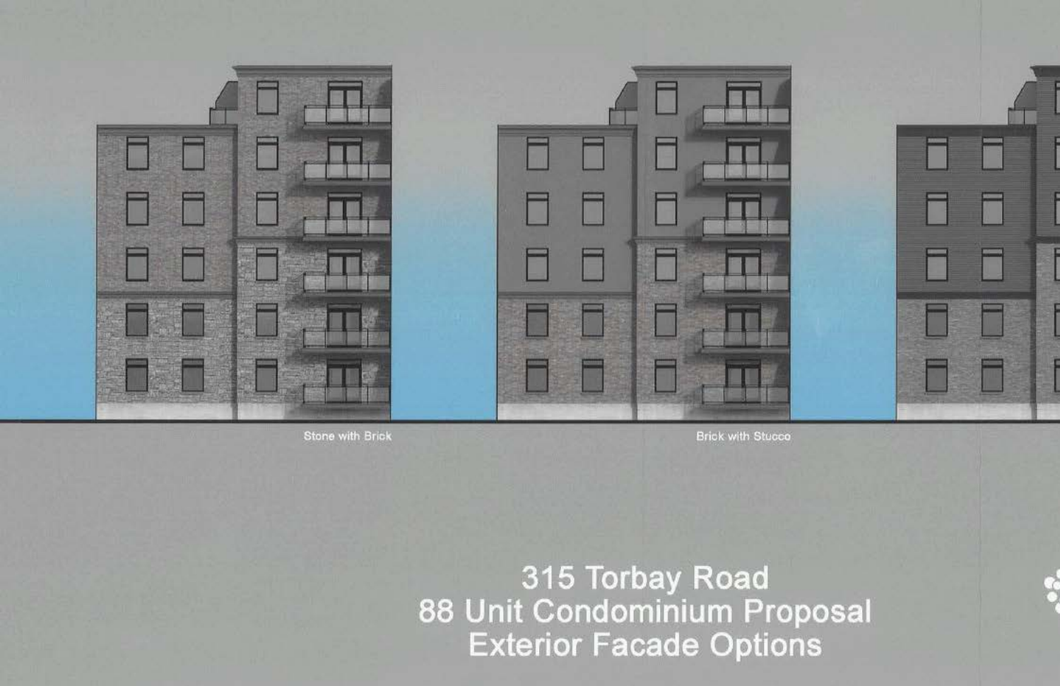Stone with Brick

Brick with Stucco

315 Torbay Road
88 Unit Condominium Proposal
Exterior Facade Options